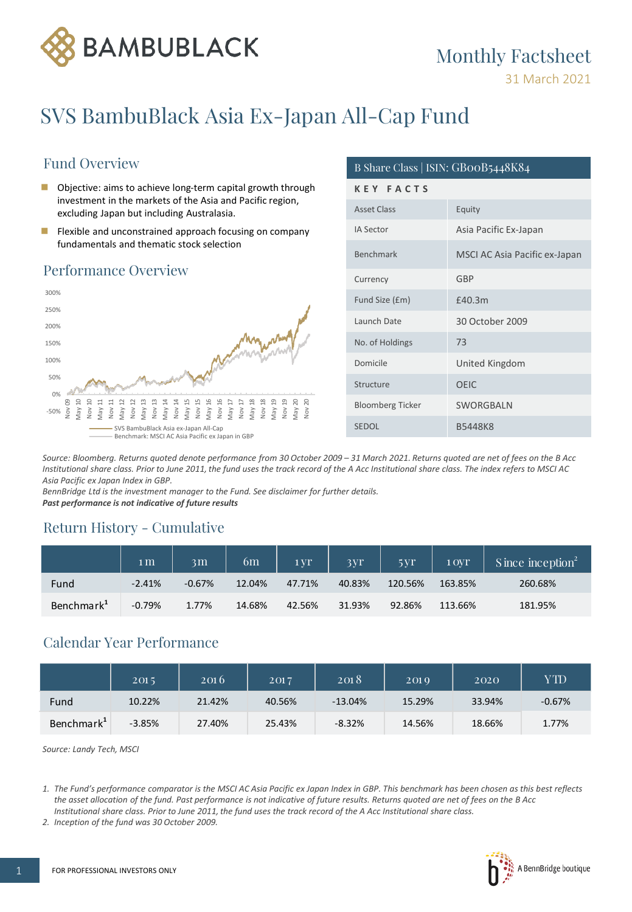BAMBUBLACK

Monthly Factsheet

31 March 2021

# SVS BambuBlack Asia Ex-Japan All-Cap Fund

## Fund Overview

- Objective: aims to achieve long-term capital growth through investment in the markets of the Asia and Pacific region, excluding Japan but including Australasia.
- Flexible and unconstrained approach focusing on company fundamentals and thematic stock selection

## Performance Overview

SVS BambuBlack Asia ex-Japan All-Cap
Benchmark: MSCI AC Asia Pacific ex Japan in GBP

| B Share Class \| ISIN: GB00B5448K84 | |
|---|---|
| **KEY FACTS** | |
| Asset Class | Equity |
| IA Sector | Asia Pacific Ex-Japan |
| Benchmark | MSCI AC Asia Pacific ex-Japan |
| Currency | GBP |
| Fund Size (£m) | £40.3m |
| Launch Date | 30 October 2009 |
| No. of Holdings | 73 |
| Domicile | United Kingdom |
| Structure | OEIC |
| Bloomberg Ticker | SWORGBALN |
| SEDOL | B5448K8 |

*Source: Bloomberg. Returns quoted denote performance from 30 October 2009 – 31 March 2021. Returns quoted are net of fees on the B Acc Institutional share class. Prior to June 2011, the fund uses the track record of the A Acc Institutional share class. The index refers to MSCI AC Asia Pacific ex Japan Index in GBP.*
*BennBridge Ltd is the investment manager to the Fund. See disclaimer for further details.*
***Past performance is not indicative of future results***

## Return History - Cumulative

| | 1m | 3m | 6m | 1yr | 3yr | 5yr | 10yr | Since inception[2] |
|---|---|---|---|---|---|---|---|---|
| Fund | -2.41% | -0.67% | 12.04% | 47.71% | 40.83% | 120.56% | 163.85% | 260.68% |
| Benchmark[1] | -0.79% | 1.77% | 14.68% | 42.56% | 31.93% | 92.86% | 113.66% | 181.95% |

## Calendar Year Performance

| | 2015 | 2016 | 2017 | 2018 | 2019 | 2020 | YTD |
|---|---|---|---|---|---|---|---|
| Fund | 10.22% | 21.42% | 40.56% | -13.04% | 15.29% | 33.94% | -0.67% |
| Benchmark[1] | -3.85% | 27.40% | 25.43% | -8.32% | 14.56% | 18.66% | 1.77% |

*Source: Landy Tech, MSCI*

1. *The Fund's performance comparator is the MSCI AC Asia Pacific ex Japan Index in GBP. This benchmark has been chosen as this best reflects the asset allocation of the fund. Past performance is not indicative of future results. Returns quoted are net of fees on the B Acc Institutional share class. Prior to June 2011, the fund uses the track record of the A Acc Institutional share class.*
2. *Inception of the fund was 30 October 2009.*

FOR PROFESSIONAL INVESTORS ONLY

A BennBridge boutique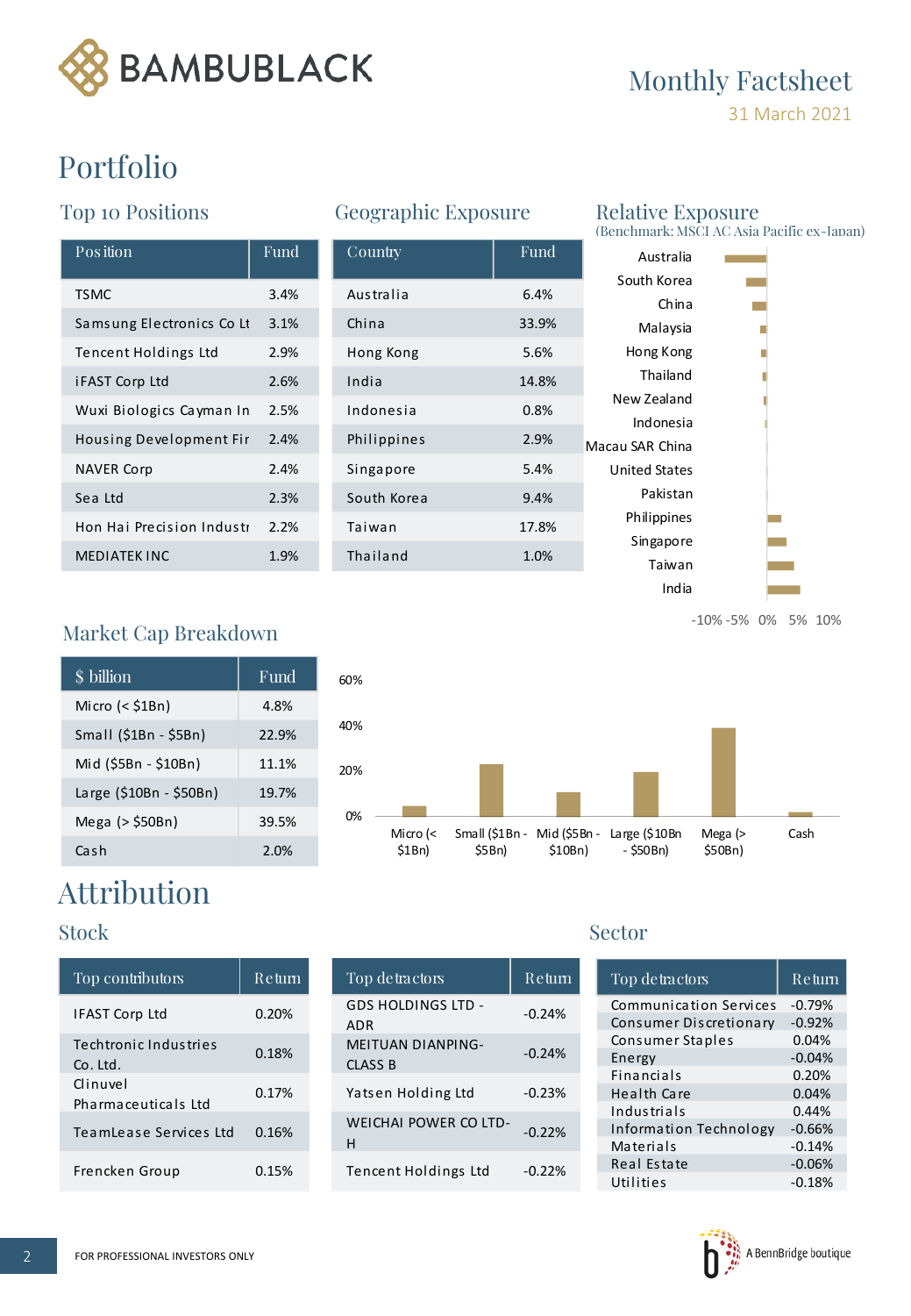# Monthly Factsheet

31 March 2021

# Portfolio

## Top 10 Positions

| Position | Fund |
|---|---|
| TSMC | 3.4% |
| Samsung Electronics Co Lt | 3.1% |
| Tencent Holdings Ltd | 2.9% |
| iFAST Corp Ltd | 2.6% |
| Wuxi Biologics Cayman In | 2.5% |
| Housing Development Fir | 2.4% |
| NAVER Corp | 2.4% |
| Sea Ltd | 2.3% |
| Hon Hai Precision Industr | 2.2% |
| MEDIATEK INC | 1.9% |

## Geographic Exposure

| Country | Fund |
|---|---|
| Australia | 6.4% |
| China | 33.9% |
| Hong Kong | 5.6% |
| India | 14.8% |
| Indonesia | 0.8% |
| Philippines | 2.9% |
| Singapore | 5.4% |
| South Korea | 9.4% |
| Taiwan | 17.8% |
| Thailand | 1.0% |

## Relative Exposure

(Benchmark: MSCI AC Asia Pacific ex-Japan)

Australia, South Korea, China, Malaysia, Hong Kong, Thailand, New Zealand, Indonesia, Macau SAR China, United States, Pakistan, Philippines, Singapore, Taiwan, India

-10% -5% 0% 5% 10%

## Market Cap Breakdown

| $ billion | Fund |
|---|---|
| Micro (< $1Bn) | 4.8% |
| Small ($1Bn - $5Bn) | 22.9% |
| Mid ($5Bn - $10Bn) | 11.1% |
| Large ($10Bn - $50Bn) | 19.7% |
| Mega (> $50Bn) | 39.5% |
| Cash | 2.0% |

# Attribution

## Stock

| Top contributors | Return |
|---|---|
| IFAST Corp Ltd | 0.20% |
| Techtronic Industries Co. Ltd. | 0.18% |
| Clinuvel Pharmaceuticals Ltd | 0.17% |
| TeamLease Services Ltd | 0.16% |
| Frencken Group | 0.15% |

| Top detractors | Return |
|---|---|
| GDS HOLDINGS LTD - ADR | -0.24% |
| MEITUAN DIANPING-CLASS B | -0.24% |
| Yatsen Holding Ltd | -0.23% |
| WEICHAI POWER CO LTD-H | -0.22% |
| Tencent Holdings Ltd | -0.22% |

## Sector

| Top detractors | Return |
|---|---|
| Communication Services | -0.79% |
| Consumer Discretionary | -0.92% |
| Consumer Staples | 0.04% |
| Energy | -0.04% |
| Financials | 0.20% |
| Health Care | 0.04% |
| Industrials | 0.44% |
| Information Technology | -0.66% |
| Materials | -0.14% |
| Real Estate | -0.06% |
| Utilities | -0.18% |

FOR PROFESSIONAL INVESTORS ONLY

A BennBridge boutique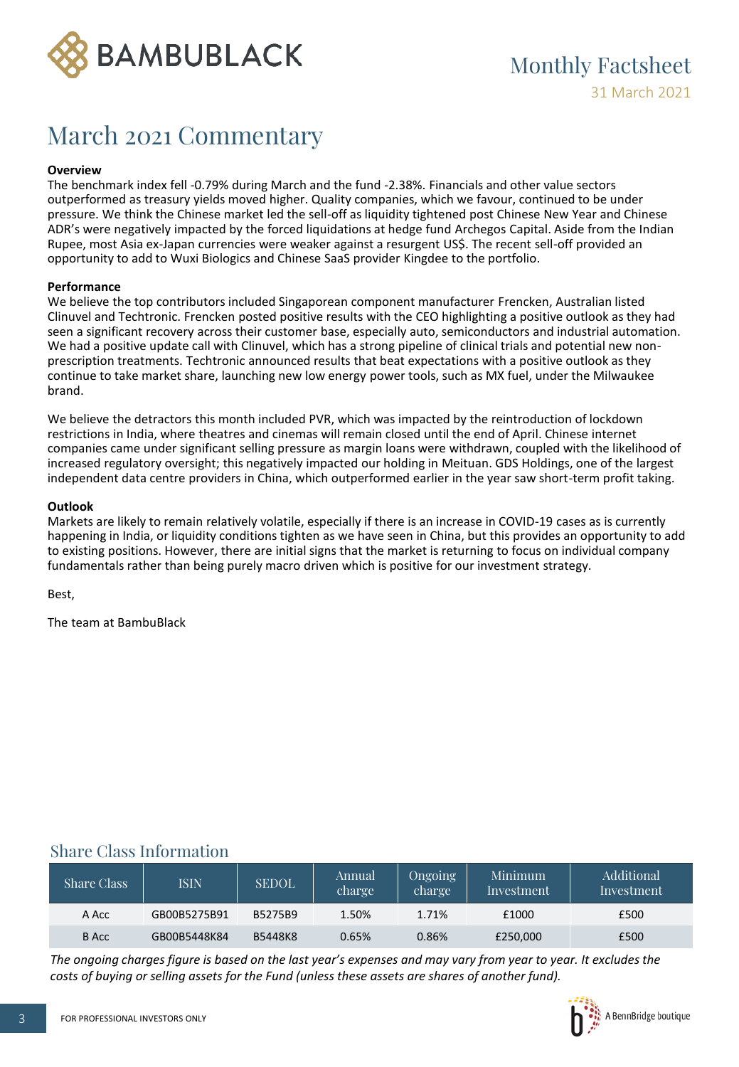Monthly Factsheet

31 March 2021

# March 2021 Commentary

**Overview**

The benchmark index fell -0.79% during March and the fund -2.38%. Financials and other value sectors outperformed as treasury yields moved higher. Quality companies, which we favour, continued to be under pressure. We think the Chinese market led the sell-off as liquidity tightened post Chinese New Year and Chinese ADR's were negatively impacted by the forced liquidations at hedge fund Archegos Capital. Aside from the Indian Rupee, most Asia ex-Japan currencies were weaker against a resurgent US$. The recent sell-off provided an opportunity to add to Wuxi Biologics and Chinese SaaS provider Kingdee to the portfolio.

**Performance**

We believe the top contributors included Singaporean component manufacturer Frencken, Australian listed Clinuvel and Techtronic. Frencken posted positive results with the CEO highlighting a positive outlook as they had seen a significant recovery across their customer base, especially auto, semiconductors and industrial automation. We had a positive update call with Clinuvel, which has a strong pipeline of clinical trials and potential new non-prescription treatments. Techtronic announced results that beat expectations with a positive outlook as they continue to take market share, launching new low energy power tools, such as MX fuel, under the Milwaukee brand.

We believe the detractors this month included PVR, which was impacted by the reintroduction of lockdown restrictions in India, where theatres and cinemas will remain closed until the end of April. Chinese internet companies came under significant selling pressure as margin loans were withdrawn, coupled with the likelihood of increased regulatory oversight; this negatively impacted our holding in Meituan. GDS Holdings, one of the largest independent data centre providers in China, which outperformed earlier in the year saw short-term profit taking.

**Outlook**

Markets are likely to remain relatively volatile, especially if there is an increase in COVID-19 cases as is currently happening in India, or liquidity conditions tighten as we have seen in China, but this provides an opportunity to add to existing positions. However, there are initial signs that the market is returning to focus on individual company fundamentals rather than being purely macro driven which is positive for our investment strategy.

Best,

The team at BambuBlack

## Share Class Information

| Share Class | ISIN | SEDOL | Annual charge | Ongoing charge | Minimum Investment | Additional Investment |
|---|---|---|---|---|---|---|
| A Acc | GB00B5275B91 | B5275B9 | 1.50% | 1.71% | £1000 | £500 |
| B Acc | GB00B5448K84 | B5448K8 | 0.65% | 0.86% | £250,000 | £500 |

*The ongoing charges figure is based on the last year's expenses and may vary from year to year. It excludes the costs of buying or selling assets for the Fund (unless these assets are shares of another fund).*

FOR PROFESSIONAL INVESTORS ONLY

A BennBridge boutique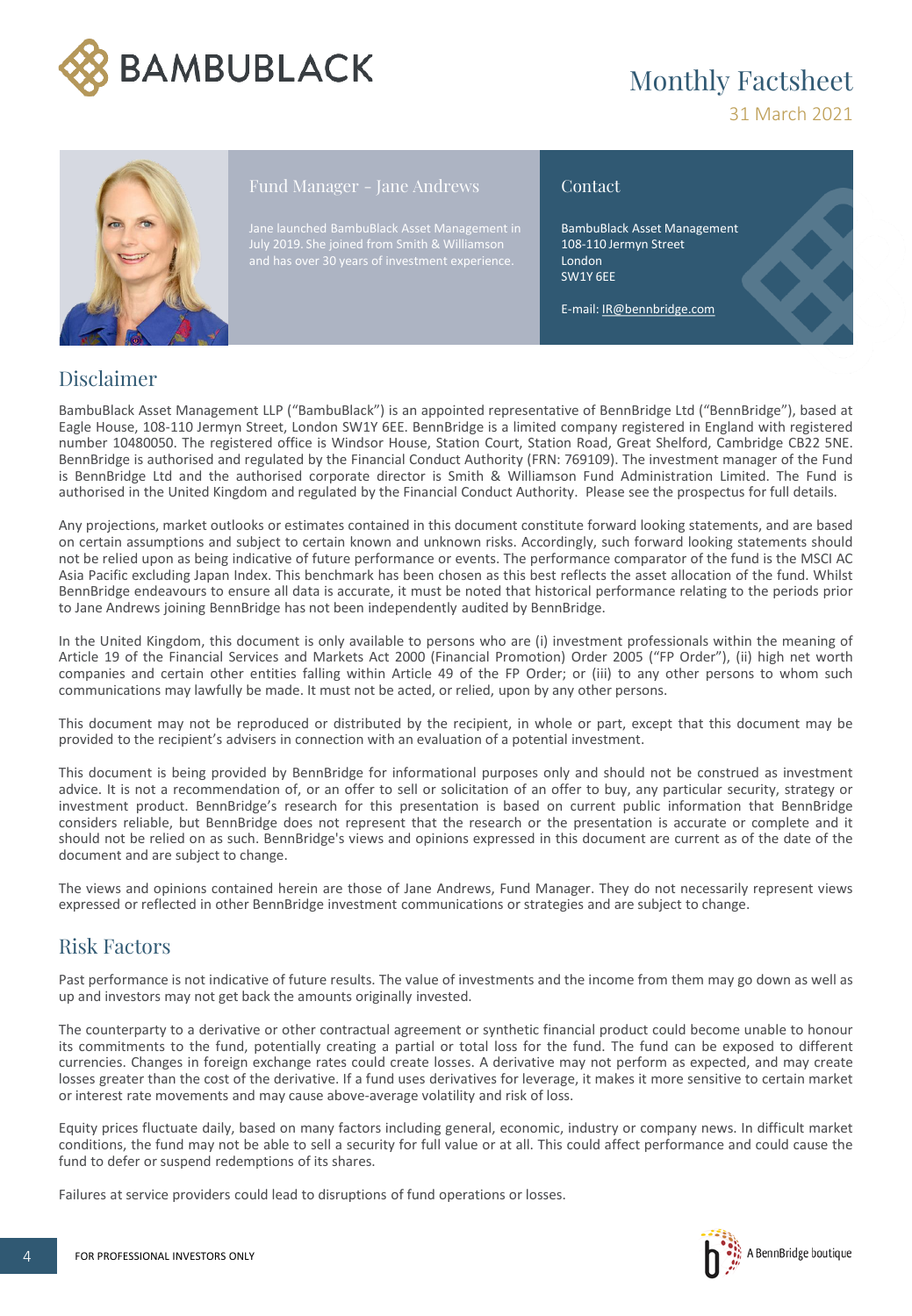# BAMBUBLACK

## Monthly Factsheet

31 March 2021

### Fund Manager - Jane Andrews

Jane launched BambuBlack Asset Management in July 2019. She joined from Smith & Williamson and has over 30 years of investment experience.

### Contact

BambuBlack Asset Management
108-110 Jermyn Street
London
SW1Y 6EE

E-mail: IR@bennbridge.com

## Disclaimer

BambuBlack Asset Management LLP ("BambuBlack") is an appointed representative of BennBridge Ltd ("BennBridge"), based at Eagle House, 108-110 Jermyn Street, London SW1Y 6EE. BennBridge is a limited company registered in England with registered number 10480050. The registered office is Windsor House, Station Court, Station Road, Great Shelford, Cambridge CB22 5NE. BennBridge is authorised and regulated by the Financial Conduct Authority (FRN: 769109). The investment manager of the Fund is BennBridge Ltd and the authorised corporate director is Smith & Williamson Fund Administration Limited. The Fund is authorised in the United Kingdom and regulated by the Financial Conduct Authority. Please see the prospectus for full details.

Any projections, market outlooks or estimates contained in this document constitute forward looking statements, and are based on certain assumptions and subject to certain known and unknown risks. Accordingly, such forward looking statements should not be relied upon as being indicative of future performance or events. The performance comparator of the fund is the MSCI AC Asia Pacific excluding Japan Index. This benchmark has been chosen as this best reflects the asset allocation of the fund. Whilst BennBridge endeavours to ensure all data is accurate, it must be noted that historical performance relating to the periods prior to Jane Andrews joining BennBridge has not been independently audited by BennBridge.

In the United Kingdom, this document is only available to persons who are (i) investment professionals within the meaning of Article 19 of the Financial Services and Markets Act 2000 (Financial Promotion) Order 2005 ("FP Order"), (ii) high net worth companies and certain other entities falling within Article 49 of the FP Order; or (iii) to any other persons to whom such communications may lawfully be made. It must not be acted, or relied, upon by any other persons.

This document may not be reproduced or distributed by the recipient, in whole or part, except that this document may be provided to the recipient's advisers in connection with an evaluation of a potential investment.

This document is being provided by BennBridge for informational purposes only and should not be construed as investment advice. It is not a recommendation of, or an offer to sell or solicitation of an offer to buy, any particular security, strategy or investment product. BennBridge's research for this presentation is based on current public information that BennBridge considers reliable, but BennBridge does not represent that the research or the presentation is accurate or complete and it should not be relied on as such. BennBridge's views and opinions expressed in this document are current as of the date of the document and are subject to change.

The views and opinions contained herein are those of Jane Andrews, Fund Manager. They do not necessarily represent views expressed or reflected in other BennBridge investment communications or strategies and are subject to change.

## Risk Factors

Past performance is not indicative of future results. The value of investments and the income from them may go down as well as up and investors may not get back the amounts originally invested.

The counterparty to a derivative or other contractual agreement or synthetic financial product could become unable to honour its commitments to the fund, potentially creating a partial or total loss for the fund. The fund can be exposed to different currencies. Changes in foreign exchange rates could create losses. A derivative may not perform as expected, and may create losses greater than the cost of the derivative. If a fund uses derivatives for leverage, it makes it more sensitive to certain market or interest rate movements and may cause above-average volatility and risk of loss.

Equity prices fluctuate daily, based on many factors including general, economic, industry or company news. In difficult market conditions, the fund may not be able to sell a security for full value or at all. This could affect performance and could cause the fund to defer or suspend redemptions of its shares.

Failures at service providers could lead to disruptions of fund operations or losses.

FOR PROFESSIONAL INVESTORS ONLY

A BennBridge boutique